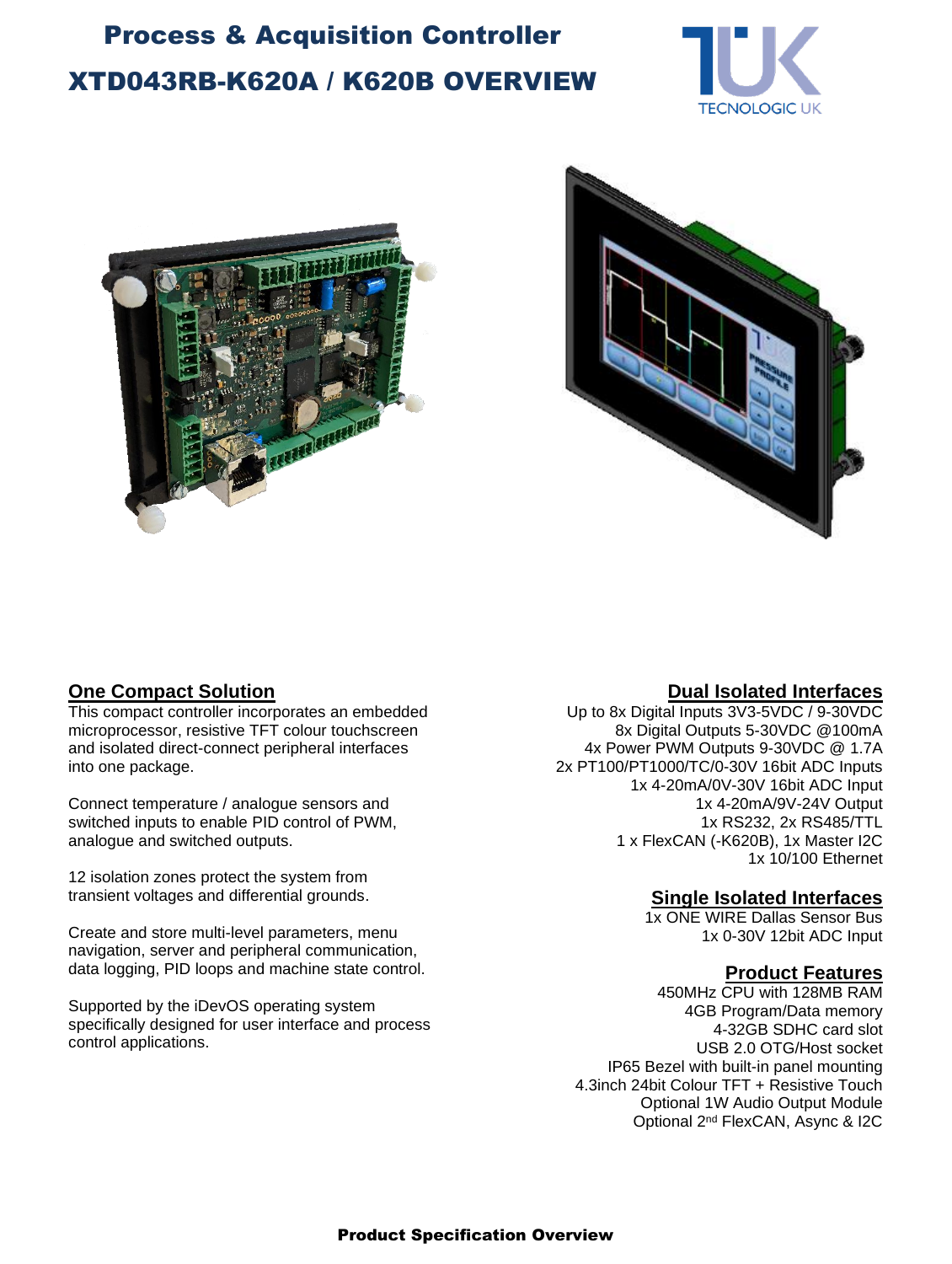# Process & Acquisition Controller

# XTD043RB-K620A / K620B OVERVIEW

## One Compact Solution

This compact controller incorporates an embedded microprocessor, resistive TFT colour touchscreen and isolated direct-connect peripheral interfaces into one package.

Connect temperature / analogue sensors and switched inputs to enable PID control of PWM, analogue and switched outputs.

12 isolation zones protect the system from transient voltages and differential grounds.

Create and store multi-level parameters, menu navigation, server and peripheral communication, data logging, PID loops and machine state control.

Supported by the iDevOS operating system specifically designed for user interface and process control applications.

## Dual Isolated Interfaces

Up to 8x Digital Inputs 3V3-5VDC / 9-30VDC
8x Digital Outputs 5-30VDC @100mA
4x Power PWM Outputs 9-30VDC @ 1.7A
2x PT100/PT1000/TC/0-30V 16bit ADC Inputs
1x 4-20mA/0V-30V 16bit ADC Input
1x 4-20mA/9V-24V Output
1x RS232, 2x RS485/TTL
1 x FlexCAN (-K620B), 1x Master I2C
1x 10/100 Ethernet

## Single Isolated Interfaces

1x ONE WIRE Dallas Sensor Bus
1x 0-30V 12bit ADC Input

## Product Features

450MHz CPU with 128MB RAM
4GB Program/Data memory
4-32GB SDHC card slot
USB 2.0 OTG/Host socket
IP65 Bezel with built-in panel mounting
4.3inch 24bit Colour TFT + Resistive Touch
Optional 1W Audio Output Module
Optional 2nd FlexCAN, Async & I2C

**Product Specification Overview**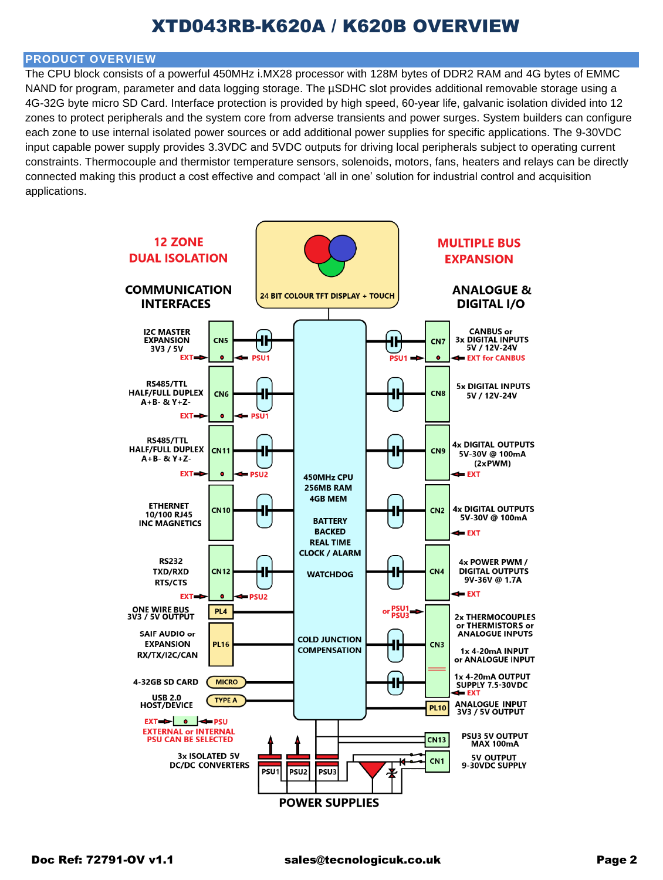# XTD043RB-K620A / K620B OVERVIEW

## PRODUCT OVERVIEW

The CPU block consists of a powerful 450MHz i.MX28 processor with 128M bytes of DDR2 RAM and 4G bytes of EMMC NAND for program, parameter and data logging storage. The µSDHC slot provides additional removable storage using a 4G-32G byte micro SD Card. Interface protection is provided by high speed, 60-year life, galvanic isolation divided into 12 zones to protect peripherals and the system core from adverse transients and power surges. System builders can configure each zone to use internal isolated power sources or add additional power supplies for specific applications. The 9-30VDC input capable power supply provides 3.3VDC and 5VDC outputs for driving local peripherals subject to operating current constraints. Thermocouple and thermistor temperature sensors, solenoids, motors, fans, heaters and relays can be directly connected making this product a cost effective and compact 'all in one' solution for industrial control and acquisition applications.

**12 ZONE DUAL ISOLATION**

**MULTIPLE BUS EXPANSION**

**24 BIT COLOUR TFT DISPLAY + TOUCH**

**COMMUNICATION INTERFACES**

- CN5 – I2C MASTER EXPANSION 3V3 / 5V (EXT / PSU1)
- CN6 – RS485/TTL HALF/FULL DUPLEX A+B- & Y+Z- (EXT / PSU1)
- CN11 – RS485/TTL HALF/FULL DUPLEX A+B- & Y+Z- (EXT / PSU2)
- CN10 – ETHERNET 10/100 RJ45 INC MAGNETICS
- CN12 – RS232 TXD/RXD RTS/CTS (EXT / PSU2)
- PL4 – ONE WIRE BUS 3V3 / 5V OUTPUT
- PL16 – SAIF AUDIO or EXPANSION RX/TX/I2C/CAN
- MICRO – 4-32GB SD CARD
- TYPE A – USB 2.0 HOST/DEVICE
- EXT / PSU – EXTERNAL or INTERNAL PSU CAN BE SELECTED

**ANALOGUE & DIGITAL I/O**

- CN7 – CANBUS or 3x DIGITAL INPUTS 5V / 12V-24V (PSU1 / EXT for CANBUS)
- CN8 – 5x DIGITAL INPUTS 5V / 12V-24V
- CN9 – 4x DIGITAL OUTPUTS 5V-30V @ 100mA (2xPWM) (EXT)
- CN2 – 4x DIGITAL OUTPUTS 5V-30V @ 100mA (EXT)
- CN4 – 4x POWER PWM / DIGITAL OUTPUTS 9V-36V @ 1.7A (EXT)
- CN3 – 2x THERMOCOUPLES or THERMISTORS or ANALOGUE INPUTS; 1x 4-20mA INPUT or ANALOGUE INPUT; 1x 4-20mA OUTPUT SUPPLY 7.5-30VDC (PSU1 or PSU3 / EXT)
- PL10 – ANALOGUE INPUT 3V3 / 5V OUTPUT

**CPU**

450MHz CPU
256MB RAM
4GB MEM

BATTERY BACKED REAL TIME CLOCK / ALARM

WATCHDOG

COLD JUNCTION COMPENSATION

**POWER SUPPLIES**

- PSU1, PSU2, PSU3 – 3x ISOLATED 5V DC/DC CONVERTERS
- CN13 – PSU3 5V OUTPUT MAX 100mA
- CN1 – 5V OUTPUT 9-30VDC SUPPLY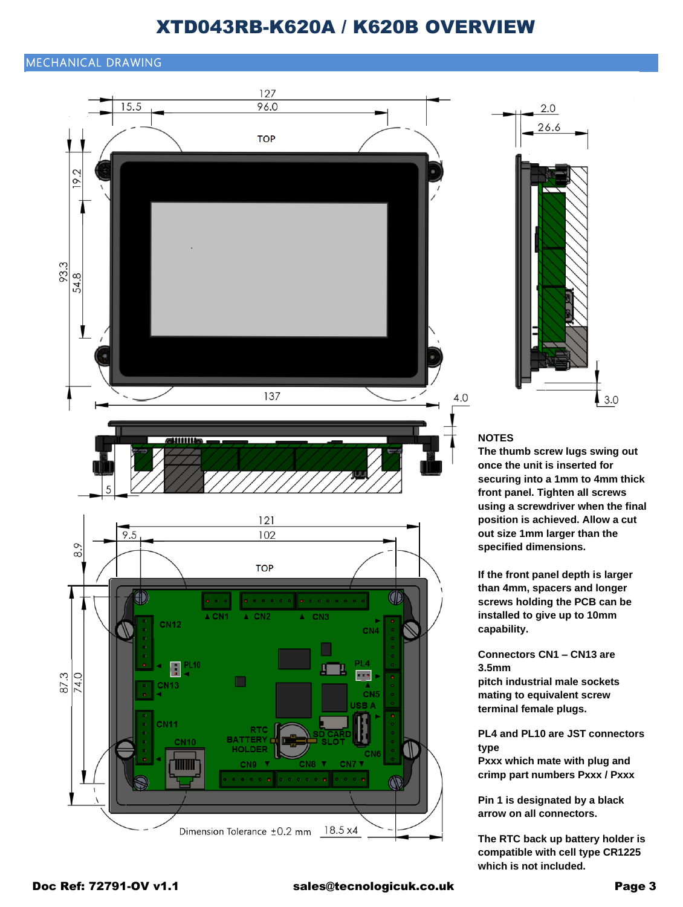# XTD043RB-K620A / K620B OVERVIEW

## MECHANICAL DRAWING

TOP

127

15.5

96.0

19.2

93.3

54.8

137

4.0

5

2.0

26.6

3.0

TOP

121

9.5

102

8.9

87.3

74.0

CN1 CN2 CN3 CN4 CN12 PL10 PL4 CN5 USB A CN13 CN11 CN10 RTC BATTERY HOLDER SD CARD SLOT CN6 CN9 CN8 CN7

Dimension Tolerance ±0.2 mm

18.5 x4

**NOTES**

**The thumb screw lugs swing out once the unit is inserted for securing into a 1mm to 4mm thick front panel. Tighten all screws using a screwdriver when the final position is achieved. Allow a cut out size 1mm larger than the specified dimensions.**

**If the front panel depth is larger than 4mm, spacers and longer screws holding the PCB can be installed to give up to 10mm capability.**

**Connectors CN1 – CN13 are 3.5mm pitch industrial male sockets mating to equivalent screw terminal female plugs.**

**PL4 and PL10 are JST connectors type Pxxx which mate with plug and crimp part numbers Pxxx / Pxxx**

**Pin 1 is designated by a black arrow on all connectors.**

**The RTC back up battery holder is compatible with cell type CR1225 which is not included.**

**Doc Ref: 72791-OV v1.1** **sales@tecnologicuk.co.uk**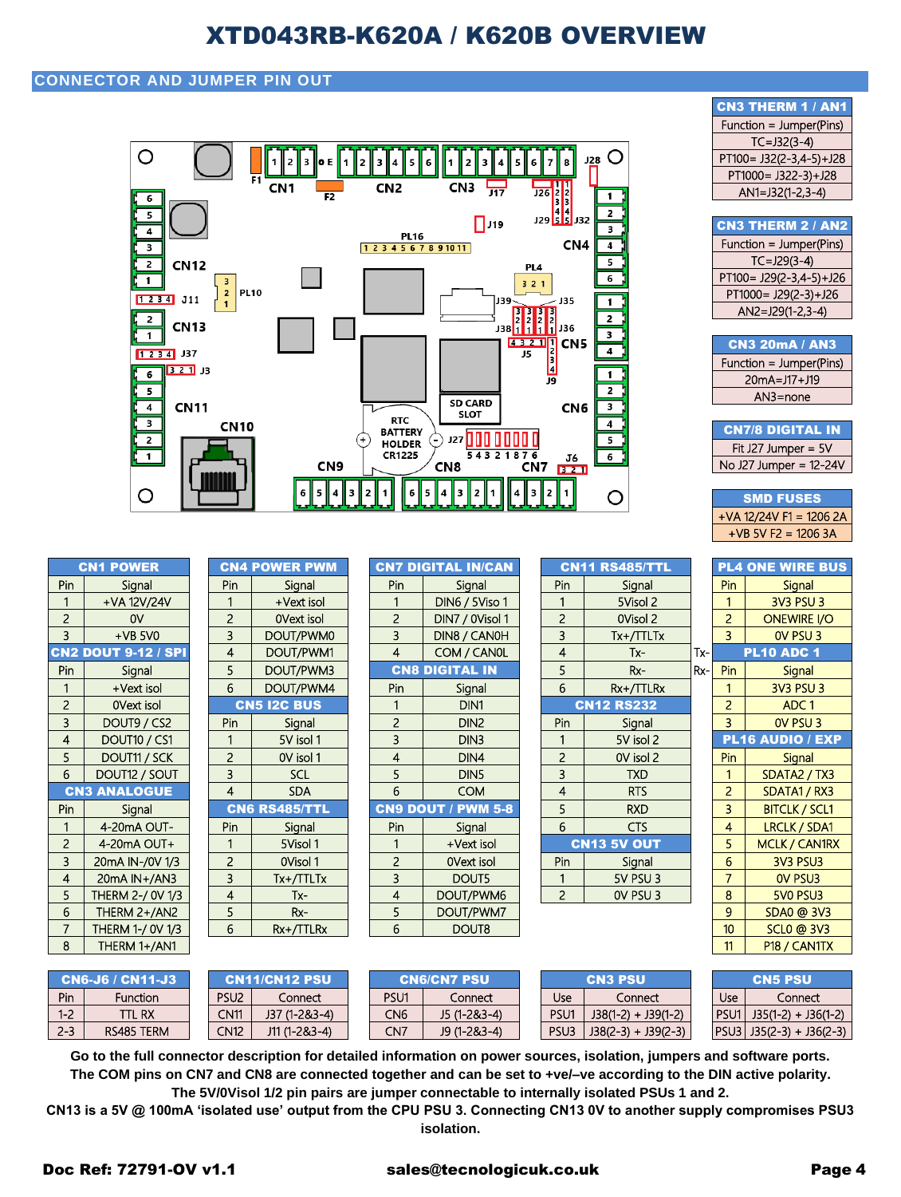# XTD043RB-K620A / K620B OVERVIEW

## CONNECTOR AND JUMPER PIN OUT

| CN3 THERM 1 / AN1 |
|---|
| Function = Jumper(Pins) |
| TC=J32(3-4) |
| PT100= J32(2-3,4-5)+J28 |
| PT1000= J322-3)+J28 |
| AN1=J32(1-2,3-4) |

| CN3 THERM 2 / AN2 |
|---|
| Function = Jumper(Pins) |
| TC=J29(3-4) |
| PT100= J29(2-3,4-5)+J26 |
| PT1000= J29(2-3)+J26 |
| AN2=J29(1-2,3-4) |

| CN3 20mA / AN3 |
|---|
| Function = Jumper(Pins) |
| 20mA=J17+J19 |
| AN3=none |

| CN7/8 DIGITAL IN |
|---|
| Fit J27 Jumper = 5V |
| No J27 Jumper = 12-24V |

| SMD FUSES |
|---|
| +VA 12/24V F1 = 1206 2A |
| +VB 5V F2 = 1206 3A |

| CN1 POWER | |
|---|---|
| Pin | Signal |
| 1 | +VA 12V/24V |
| 2 | 0V |
| 3 | +VB 5V0 |

| CN2 DOUT 9-12 / SPI | |
|---|---|
| Pin | Signal |
| 1 | +Vext isol |
| 2 | 0Vext isol |
| 3 | DOUT9 / CS2 |
| 4 | DOUT10 / CS1 |
| 5 | DOUT11 / SCK |
| 6 | DOUT12 / SOUT |

| CN3 ANALOGUE | |
|---|---|
| Pin | Signal |
| 1 | 4-20mA OUT- |
| 2 | 4-20mA OUT+ |
| 3 | 20mA IN-/0V 1/3 |
| 4 | 20mA IN+/AN3 |
| 5 | THERM 2-/ 0V 1/3 |
| 6 | THERM 2+/AN2 |
| 7 | THERM 1-/ 0V 1/3 |
| 8 | THERM 1+/AN1 |

| CN4 POWER PWM | |
|---|---|
| Pin | Signal |
| 1 | +Vext isol |
| 2 | 0Vext isol |
| 3 | DOUT/PWM0 |
| 4 | DOUT/PWM1 |
| 5 | DOUT/PWM3 |
| 6 | DOUT/PWM4 |

| CN5 I2C BUS | |
|---|---|
| Pin | Signal |
| 1 | 5V isol 1 |
| 2 | 0V isol 1 |
| 3 | SCL |
| 4 | SDA |

| CN6 RS485/TTL | |
|---|---|
| Pin | Signal |
| 1 | 5Visol 1 |
| 2 | 0Visol 1 |
| 3 | Tx+/TTLTx |
| 4 | Tx- |
| 5 | Rx- |
| 6 | Rx+/TTLRx |

| CN7 DIGITAL IN/CAN | |
|---|---|
| Pin | Signal |
| 1 | DIN6 / 5Viso 1 |
| 2 | DIN7 / 0Visol 1 |
| 3 | DIN8 / CAN0H |
| 4 | COM / CAN0L |

| CN8 DIGITAL IN | |
|---|---|
| Pin | Signal |
| 1 | DIN1 |
| 2 | DIN2 |
| 3 | DIN3 |
| 4 | DIN4 |
| 5 | DIN5 |
| 6 | COM |

| CN9 DOUT / PWM 5-8 | |
|---|---|
| Pin | Signal |
| 1 | +Vext isol |
| 2 | 0Vext isol |
| 3 | DOUT5 |
| 4 | DOUT/PWM6 |
| 5 | DOUT/PWM7 |
| 6 | DOUT8 |

| CN11 RS485/TTL | |
|---|---|
| Pin | Signal |
| 1 | 5Visol 2 |
| 2 | 0Visol 2 |
| 3 | Tx+/TTLTx |
| 4 | Tx- |
| 5 | Rx- |
| 6 | Rx+/TTLRx |

| CN12 RS232 | |
|---|---|
| Pin | Signal |
| 1 | 5V isol 2 |
| 2 | 0V isol 2 |
| 3 | TXD |
| 4 | RTS |
| 5 | RXD |
| 6 | CTS |

| CN13 5V OUT | |
|---|---|
| Pin | Signal |
| 1 | 5V PSU 3 |
| 2 | 0V PSU 3 |

| PL4 ONE WIRE BUS | |
|---|---|
| Pin | Signal |
| 1 | 3V3 PSU 3 |
| 2 | ONEWIRE I/O |
| 3 | 0V PSU 3 |

| PL10 ADC 1 | |
|---|---|
| Pin | Signal |
| 1 | 3V3 PSU 3 |
| 2 | ADC 1 |
| 3 | 0V PSU 3 |

| PL16 AUDIO / EXP | |
|---|---|
| Pin | Signal |
| 1 | SDATA2 / TX3 |
| 2 | SDATA1 / RX3 |
| 3 | BITCLK / SCL1 |
| 4 | LRCLK / SDA1 |
| 5 | MCLK / CAN1RX |
| 6 | 3V3 PSU3 |
| 7 | 0V PSU3 |
| 8 | 5V0 PSU3 |
| 9 | SDA0 @ 3V3 |
| 10 | SCL0 @ 3V3 |
| 11 | P18 / CAN1TX |

| CN6-J6 / CN11-J3 | |
|---|---|
| Pin | Function |
| 1-2 | TTL RX |
| 2-3 | RS485 TERM |

| CN11/CN12 PSU | |
|---|---|
| PSU2 | Connect |
| CN11 | J37 (1-2&3-4) |
| CN12 | J11 (1-2&3-4) |

| CN6/CN7 PSU | |
|---|---|
| PSU1 | Connect |
| CN6 | J5 (1-2&3-4) |
| CN7 | J9 (1-2&3-4) |

| CN3 PSU | |
|---|---|
| Use | Connect |
| PSU1 | J38(1-2) + J39(1-2) |
| PSU3 | J38(2-3) + J39(2-3) |

| CN5 PSU | |
|---|---|
| Use | Connect |
| PSU1 | J35(1-2) + J36(1-2) |
| PSU3 | J35(2-3) + J36(2-3) |

**Go to the full connector description for detailed information on power sources, isolation, jumpers and software ports.**
**The COM pins on CN7 and CN8 are connected together and can be set to +ve/–ve according to the DIN active polarity.**
**The 5V/0Visol 1/2 pin pairs are jumper connectable to internally isolated PSUs 1 and 2.**
**CN13 is a 5V @ 100mA 'isolated use' output from the CPU PSU 3. Connecting CN13 0V to another supply compromises PSU3 isolation.**

**Doc Ref: 72791-OV v1.1** **sales@tecnologicuk.co.uk**